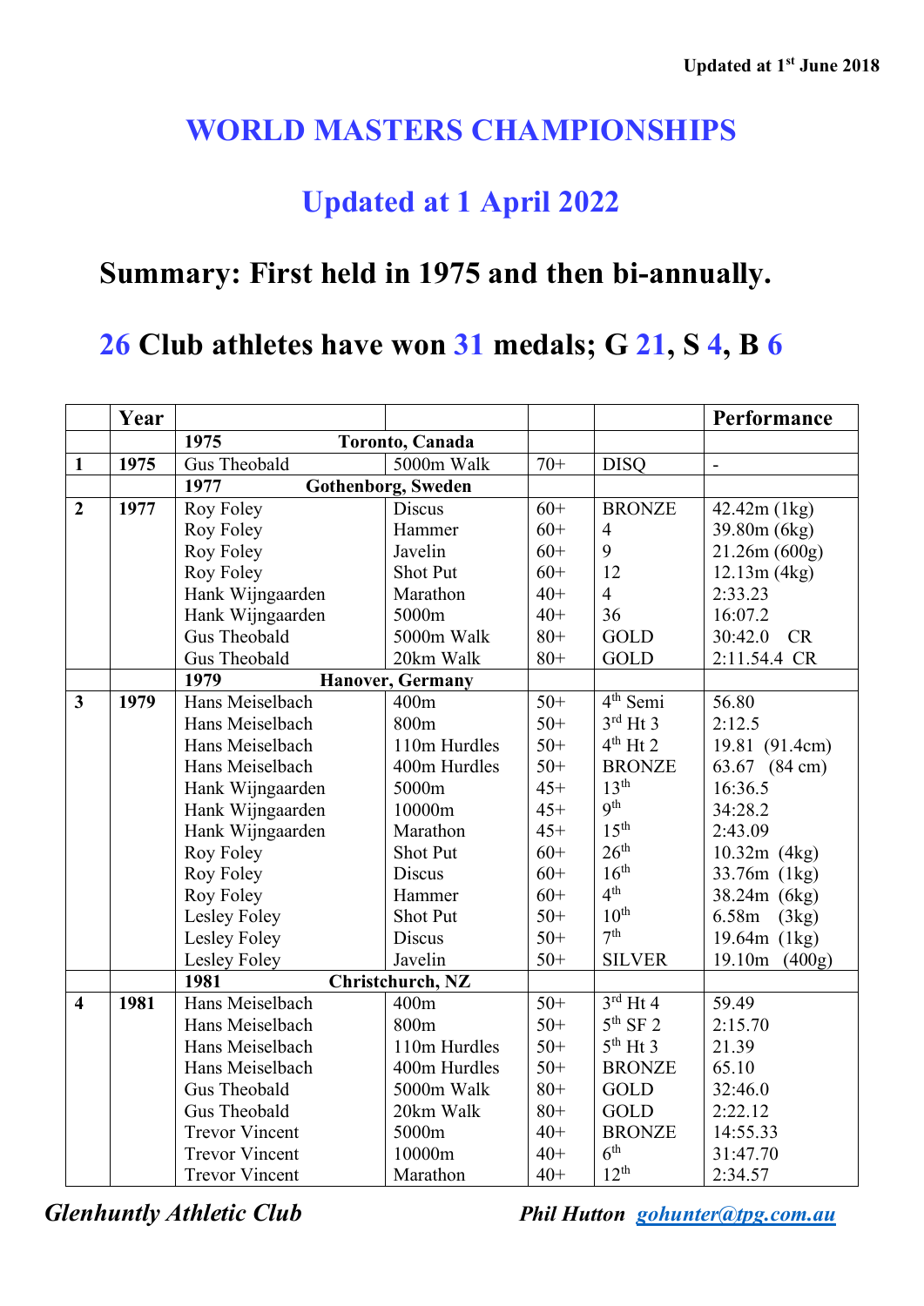Updated at 1st June 2018

# WORLD MASTERS CHAMPIONSHIPS

## Updated at 1 April 2022

## Summary: First held in 1975 and then bi-annually.

## 26 Club athletes have won 31 medals; G 21, S 4, B 6

| | Year | | | | | Performance |
|---|---|---|---|---|---|---|
| | | **1975 Toronto, Canada** | | | | |
| **1** | **1975** | Gus Theobald | 5000m Walk | 70+ | DISQ | - |
| | | **1977 Gothenborg, Sweden** | | | | |
| **2** | **1977** | Roy Foley | Discus | 60+ | BRONZE | 42.42m (1kg) |
| | | Roy Foley | Hammer | 60+ | 4 | 39.80m (6kg) |
| | | Roy Foley | Javelin | 60+ | 9 | 21.26m (600g) |
| | | Roy Foley | Shot Put | 60+ | 12 | 12.13m (4kg) |
| | | Hank Wijngaarden | Marathon | 40+ | 4 | 2:33.23 |
| | | Hank Wijngaarden | 5000m | 40+ | 36 | 16:07.2 |
| | | Gus Theobald | 5000m Walk | 80+ | GOLD | 30:42.0 CR |
| | | Gus Theobald | 20km Walk | 80+ | GOLD | 2:11.54.4 CR |
| | | **1979 Hanover, Germany** | | | | |
| **3** | **1979** | Hans Meiselbach | 400m | 50+ | 4th Semi | 56.80 |
| | | Hans Meiselbach | 800m | 50+ | 3rd Ht 3 | 2:12.5 |
| | | Hans Meiselbach | 110m Hurdles | 50+ | 4th Ht 2 | 19.81 (91.4cm) |
| | | Hans Meiselbach | 400m Hurdles | 50+ | BRONZE | 63.67 (84 cm) |
| | | Hank Wijngaarden | 5000m | 45+ | 13th | 16:36.5 |
| | | Hank Wijngaarden | 10000m | 45+ | 9th | 34:28.2 |
| | | Hank Wijngaarden | Marathon | 45+ | 15th | 2:43.09 |
| | | Roy Foley | Shot Put | 60+ | 26th | 10.32m (4kg) |
| | | Roy Foley | Discus | 60+ | 16th | 33.76m (1kg) |
| | | Roy Foley | Hammer | 60+ | 4th | 38.24m (6kg) |
| | | Lesley Foley | Shot Put | 50+ | 10th | 6.58m (3kg) |
| | | Lesley Foley | Discus | 50+ | 7th | 19.64m (1kg) |
| | | Lesley Foley | Javelin | 50+ | SILVER | 19.10m (400g) |
| | | **1981 Christchurch, NZ** | | | | |
| **4** | **1981** | Hans Meiselbach | 400m | 50+ | 3rd Ht 4 | 59.49 |
| | | Hans Meiselbach | 800m | 50+ | 5th SF 2 | 2:15.70 |
| | | Hans Meiselbach | 110m Hurdles | 50+ | 5th Ht 3 | 21.39 |
| | | Hans Meiselbach | 400m Hurdles | 50+ | BRONZE | 65.10 |
| | | Gus Theobald | 5000m Walk | 80+ | GOLD | 32:46.0 |
| | | Gus Theobald | 20km Walk | 80+ | GOLD | 2:22.12 |
| | | Trevor Vincent | 5000m | 40+ | BRONZE | 14:55.33 |
| | | Trevor Vincent | 10000m | 40+ | 6th | 31:47.70 |
| | | Trevor Vincent | Marathon | 40+ | 12th | 2:34.57 |

*Glenhuntly Athletic Club* **Phil Hutton** gohunter@tpg.com.au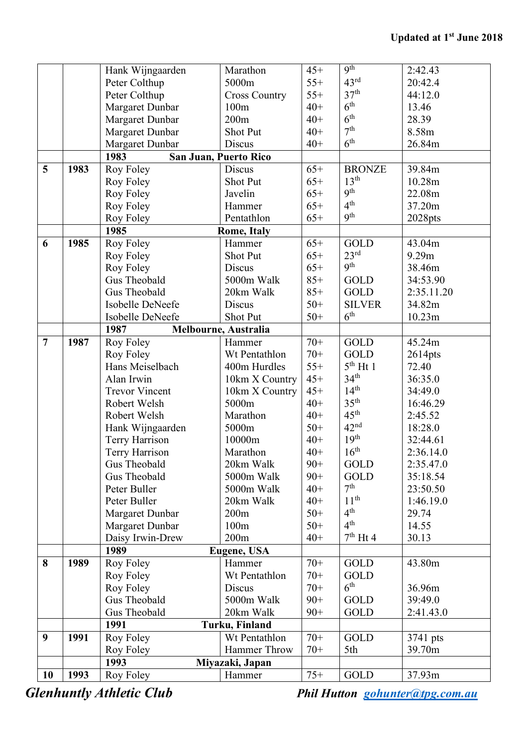| | | | | | | |
|---|---|---|---|---|---|---|
| | | Hank Wijngaarden | Marathon | 45+ | 9th | 2:42.43 |
| | | Peter Colthup | 5000m | 55+ | 43rd | 20:42.4 |
| | | Peter Colthup | Cross Country | 55+ | 37th | 44:12.0 |
| | | Margaret Dunbar | 100m | 40+ | 6th | 13.46 |
| | | Margaret Dunbar | 200m | 40+ | 6th | 28.39 |
| | | Margaret Dunbar | Shot Put | 40+ | 7th | 8.58m |
| | | Margaret Dunbar | Discus | 40+ | 6th | 26.84m |
| | | **1983 San Juan, Puerto Rico** | | | | |
| **5** | **1983** | Roy Foley | Discus | 65+ | BRONZE | 39.84m |
| | | Roy Foley | Shot Put | 65+ | 13th | 10.28m |
| | | Roy Foley | Javelin | 65+ | 9th | 22.08m |
| | | Roy Foley | Hammer | 65+ | 4th | 37.20m |
| | | Roy Foley | Pentathlon | 65+ | 9th | 2028pts |
| | | **1985 Rome, Italy** | | | | |
| **6** | **1985** | Roy Foley | Hammer | 65+ | GOLD | 43.04m |
| | | Roy Foley | Shot Put | 65+ | 23rd | 9.29m |
| | | Roy Foley | Discus | 65+ | 9th | 38.46m |
| | | Gus Theobald | 5000m Walk | 85+ | GOLD | 34:53.90 |
| | | Gus Theobald | 20km Walk | 85+ | GOLD | 2:35.11.20 |
| | | Isobelle DeNeefe | Discus | 50+ | SILVER | 34.82m |
| | | Isobelle DeNeefe | Shot Put | 50+ | 6th | 10.23m |
| | | **1987 Melbourne, Australia** | | | | |
| **7** | **1987** | Roy Foley | Hammer | 70+ | GOLD | 45.24m |
| | | Roy Foley | Wt Pentathlon | 70+ | GOLD | 2614pts |
| | | Hans Meiselbach | 400m Hurdles | 55+ | 5th Ht 1 | 72.40 |
| | | Alan Irwin | 10km X Country | 45+ | 34th | 36:35.0 |
| | | Trevor Vincent | 10km X Country | 45+ | 14th | 34:49.0 |
| | | Robert Welsh | 5000m | 40+ | 35th | 16:46.29 |
| | | Robert Welsh | Marathon | 40+ | 45th | 2:45.52 |
| | | Hank Wijngaarden | 5000m | 50+ | 42nd | 18:28.0 |
| | | Terry Harrison | 10000m | 40+ | 19th | 32:44.61 |
| | | Terry Harrison | Marathon | 40+ | 16th | 2:36.14.0 |
| | | Gus Theobald | 20km Walk | 90+ | GOLD | 2:35.47.0 |
| | | Gus Theobald | 5000m Walk | 90+ | GOLD | 35:18.54 |
| | | Peter Buller | 5000m Walk | 40+ | 7th | 23:50.50 |
| | | Peter Buller | 20km Walk | 40+ | 11th | 1:46.19.0 |
| | | Margaret Dunbar | 200m | 50+ | 4th | 29.74 |
| | | Margaret Dunbar | 100m | 50+ | 4th | 14.55 |
| | | Daisy Irwin-Drew | 200m | 40+ | 7th Ht 4 | 30.13 |
| | | **1989 Eugene, USA** | | | | |
| **8** | **1989** | Roy Foley | Hammer | 70+ | GOLD | 43.80m |
| | | Roy Foley | Wt Pentathlon | 70+ | GOLD | |
| | | Roy Foley | Discus | 70+ | 6th | 36.96m |
| | | Gus Theobald | 5000m Walk | 90+ | GOLD | 39:49.0 |
| | | Gus Theobald | 20km Walk | 90+ | GOLD | 2:41.43.0 |
| | | **1991 Turku, Finland** | | | | |
| **9** | **1991** | Roy Foley | Wt Pentathlon | 70+ | GOLD | 3741 pts |
| | | Roy Foley | Hammer Throw | 70+ | 5th | 39.70m |
| | | **1993 Miyazaki, Japan** | | | | |
| **10** | **1993** | Roy Foley | Hammer | 75+ | GOLD | 37.93m |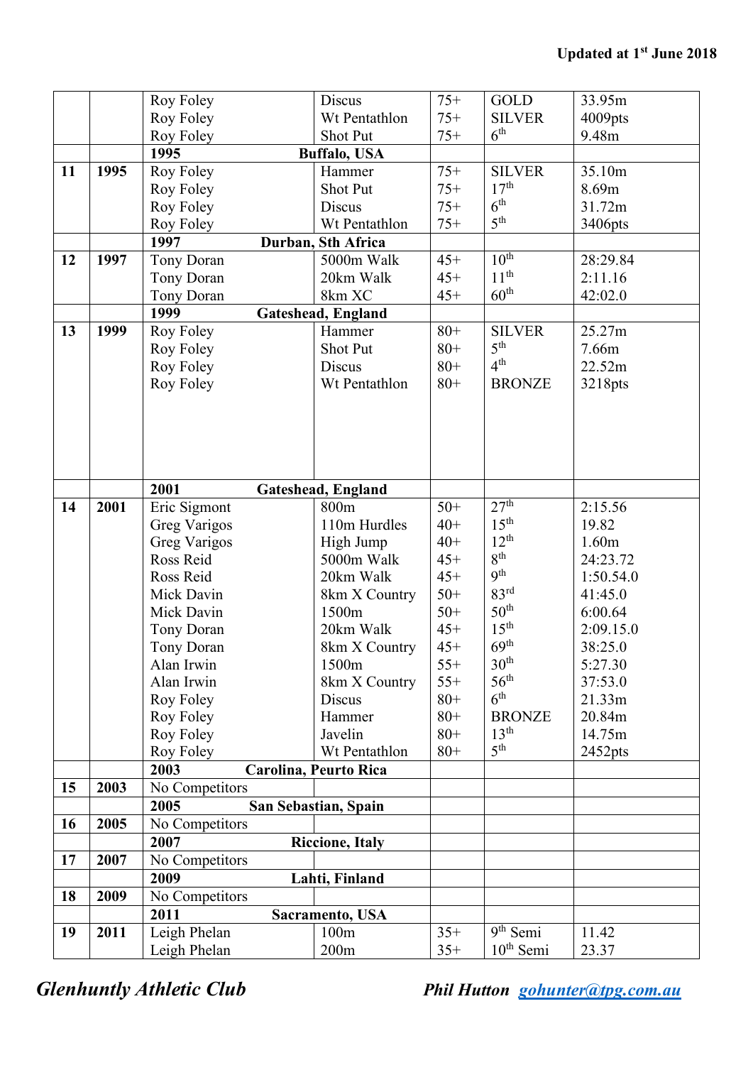| | | | | | | |
|---|---|---|---|---|---|---|
| | | Roy Foley | Discus | 75+ | GOLD | 33.95m |
| | | Roy Foley | Wt Pentathlon | 75+ | SILVER | 4009pts |
| | | Roy Foley | Shot Put | 75+ | 6th | 9.48m |
| | | **1995** | **Buffalo, USA** | | | |
| **11** | **1995** | Roy Foley | Hammer | 75+ | SILVER | 35.10m |
| | | Roy Foley | Shot Put | 75+ | 17th | 8.69m |
| | | Roy Foley | Discus | 75+ | 6th | 31.72m |
| | | Roy Foley | Wt Pentathlon | 75+ | 5th | 3406pts |
| | | **1997** | **Durban, Sth Africa** | | | |
| **12** | **1997** | Tony Doran | 5000m Walk | 45+ | 10th | 28:29.84 |
| | | Tony Doran | 20km Walk | 45+ | 11th | 2:11.16 |
| | | Tony Doran | 8km XC | 45+ | 60th | 42:02.0 |
| | | **1999** | **Gateshead, England** | | | |
| **13** | **1999** | Roy Foley | Hammer | 80+ | SILVER | 25.27m |
| | | Roy Foley | Shot Put | 80+ | 5th | 7.66m |
| | | Roy Foley | Discus | 80+ | 4th | 22.52m |
| | | Roy Foley | Wt Pentathlon | 80+ | BRONZE | 3218pts |
| | | **2001** | **Gateshead, England** | | | |
| **14** | **2001** | Eric Sigmont | 800m | 50+ | 27th | 2:15.56 |
| | | Greg Varigos | 110m Hurdles | 40+ | 15th | 19.82 |
| | | Greg Varigos | High Jump | 40+ | 12th | 1.60m |
| | | Ross Reid | 5000m Walk | 45+ | 8th | 24:23.72 |
| | | Ross Reid | 20km Walk | 45+ | 9th | 1:50.54.0 |
| | | Mick Davin | 8km X Country | 50+ | 83rd | 41:45.0 |
| | | Mick Davin | 1500m | 50+ | 50th | 6:00.64 |
| | | Tony Doran | 20km Walk | 45+ | 15th | 2:09.15.0 |
| | | Tony Doran | 8km X Country | 45+ | 69th | 38:25.0 |
| | | Alan Irwin | 1500m | 55+ | 30th | 5:27.30 |
| | | Alan Irwin | 8km X Country | 55+ | 56th | 37:53.0 |
| | | Roy Foley | Discus | 80+ | 6th | 21.33m |
| | | Roy Foley | Hammer | 80+ | BRONZE | 20.84m |
| | | Roy Foley | Javelin | 80+ | 13th | 14.75m |
| | | Roy Foley | Wt Pentathlon | 80+ | 5th | 2452pts |
| | | **2003** | **Carolina, Peurto Rica** | | | |
| **15** | **2003** | No Competitors | | | | |
| | | **2005** | **San Sebastian, Spain** | | | |
| **16** | **2005** | No Competitors | | | | |
| | | **2007** | **Riccione, Italy** | | | |
| **17** | **2007** | No Competitors | | | | |
| | | **2009** | **Lahti, Finland** | | | |
| **18** | **2009** | No Competitors | | | | |
| | | **2011** | **Sacramento, USA** | | | |
| **19** | **2011** | Leigh Phelan | 100m | 35+ | 9th Semi | 11.42 |
| | | Leigh Phelan | 200m | 35+ | 10th Semi | 23.37 |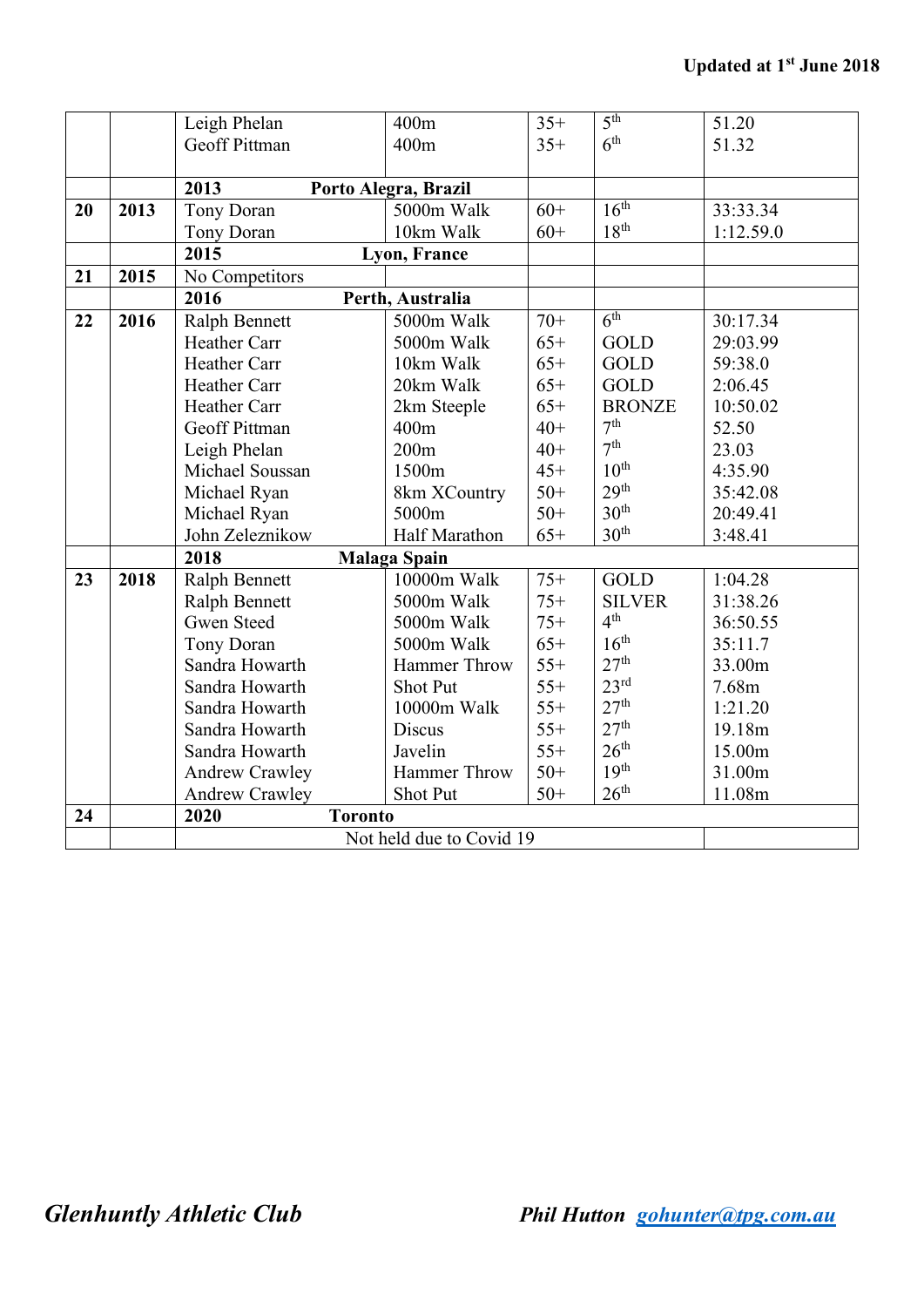Updated at 1st June 2018

| | | | | | | |
|---|---|---|---|---|---|---|
| | | Leigh Phelan<br>Geoff Pittman | 400m<br>400m | 35+<br>35+ | 5th<br>6th | 51.20<br>51.32 |
| | | **2013 Porto Alegra, Brazil** | | | | |
| **20** | **2013** | Tony Doran<br>Tony Doran | 5000m Walk<br>10km Walk | 60+<br>60+ | 16th<br>18th | 33:33.34<br>1:12.59.0 |
| | | **2015 Lyon, France** | | | | |
| **21** | **2015** | No Competitors | | | | |
| | | **2016 Perth, Australia** | | | | |
| **22** | **2016** | Ralph Bennett<br>Heather Carr<br>Heather Carr<br>Heather Carr<br>Heather Carr<br>Geoff Pittman<br>Leigh Phelan<br>Michael Soussan<br>Michael Ryan<br>Michael Ryan<br>John Zeleznikow | 5000m Walk<br>5000m Walk<br>10km Walk<br>20km Walk<br>2km Steeple<br>400m<br>200m<br>1500m<br>8km XCountry<br>5000m<br>Half Marathon | 70+<br>65+<br>65+<br>65+<br>65+<br>40+<br>40+<br>45+<br>50+<br>50+<br>65+ | 6th<br>GOLD<br>GOLD<br>GOLD<br>BRONZE<br>7th<br>7th<br>10th<br>29th<br>30th<br>30th | 30:17.34<br>29:03.99<br>59:38.0<br>2:06.45<br>10:50.02<br>52.50<br>23.03<br>4:35.90<br>35:42.08<br>20:49.41<br>3:48.41 |
| | | **2018 Malaga Spain** | | | | |
| **23** | **2018** | Ralph Bennett<br>Ralph Bennett<br>Gwen Steed<br>Tony Doran<br>Sandra Howarth<br>Sandra Howarth<br>Sandra Howarth<br>Sandra Howarth<br>Sandra Howarth<br>Andrew Crawley<br>Andrew Crawley | 10000m Walk<br>5000m Walk<br>5000m Walk<br>5000m Walk<br>Hammer Throw<br>Shot Put<br>10000m Walk<br>Discus<br>Javelin<br>Hammer Throw<br>Shot Put | 75+<br>75+<br>75+<br>65+<br>55+<br>55+<br>55+<br>55+<br>55+<br>50+<br>50+ | GOLD<br>SILVER<br>4th<br>16th<br>27th<br>23rd<br>27th<br>27th<br>26th<br>19th<br>26th | 1:04.28<br>31:38.26<br>36:50.55<br>35:11.7<br>33.00m<br>7.68m<br>1:21.20<br>19.18m<br>15.00m<br>31.00m<br>11.08m |
| **24** | | **2020 Toronto** | | | | |
| | | Not held due to Covid 19 | | | | |

***Glenhuntly Athletic Club*** ***Phil Hutton*** gohunter@tpg.com.au